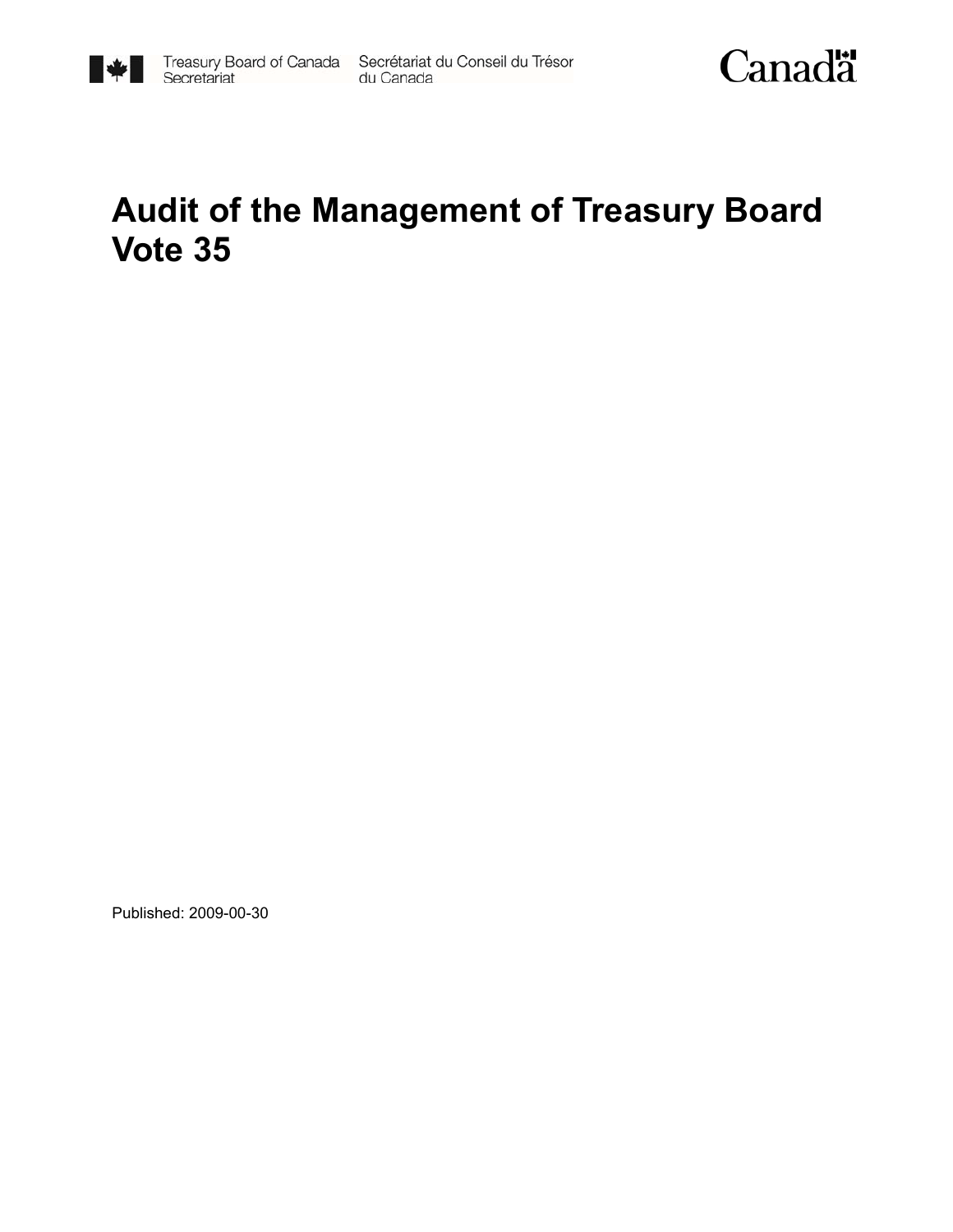Treasury Board of Canada Secretariat | Secrétariat du Conseil du Trésor du Canada

Canada

# Audit of the Management of Treasury Board Vote 35

Published: 2009-00-30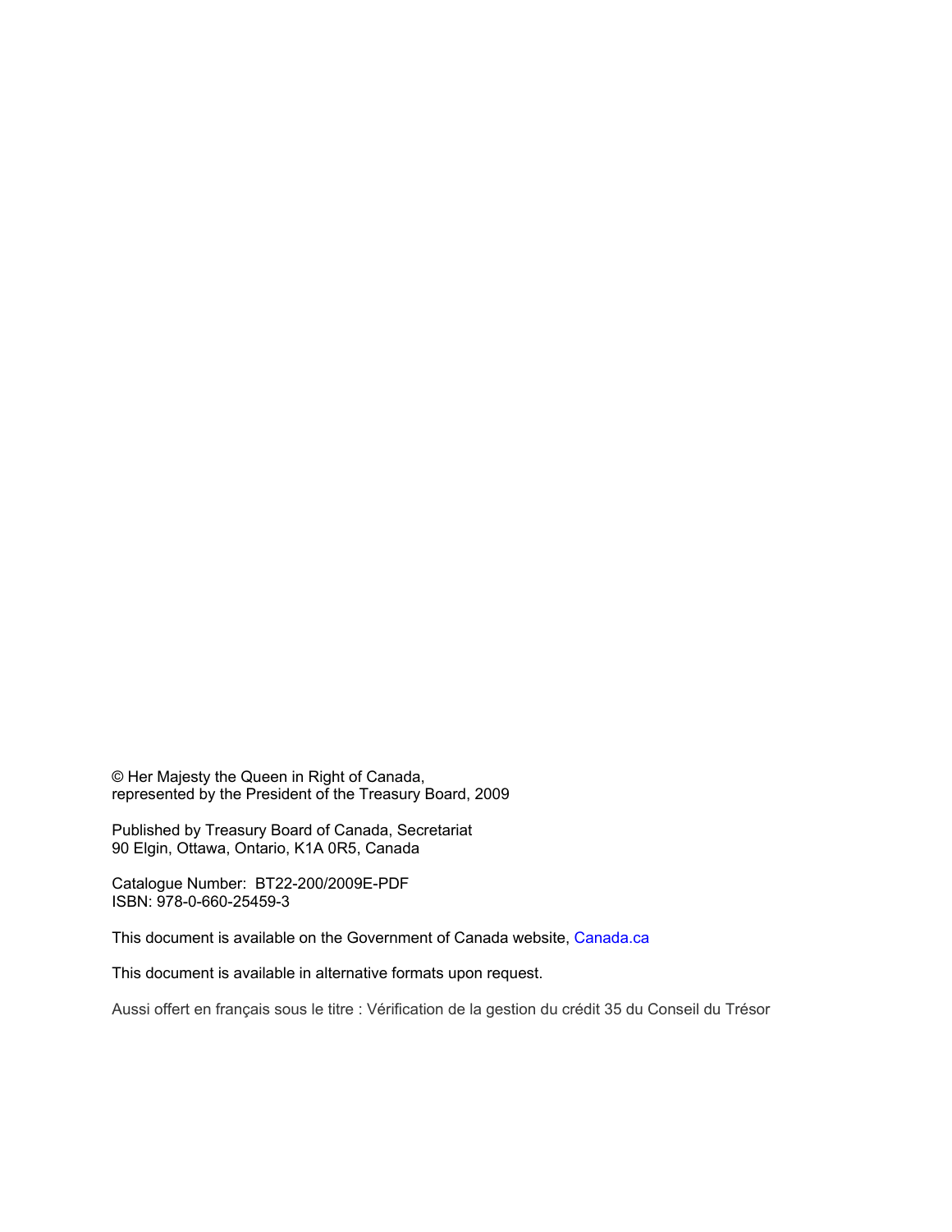© Her Majesty the Queen in Right of Canada,
represented by the President of the Treasury Board, 2009

Published by Treasury Board of Canada, Secretariat
90 Elgin, Ottawa, Ontario, K1A 0R5, Canada

Catalogue Number: BT22-200/2009E-PDF
ISBN: 978-0-660-25459-3

This document is available on the Government of Canada website, Canada.ca

This document is available in alternative formats upon request.

Aussi offert en français sous le titre : Vérification de la gestion du crédit 35 du Conseil du Trésor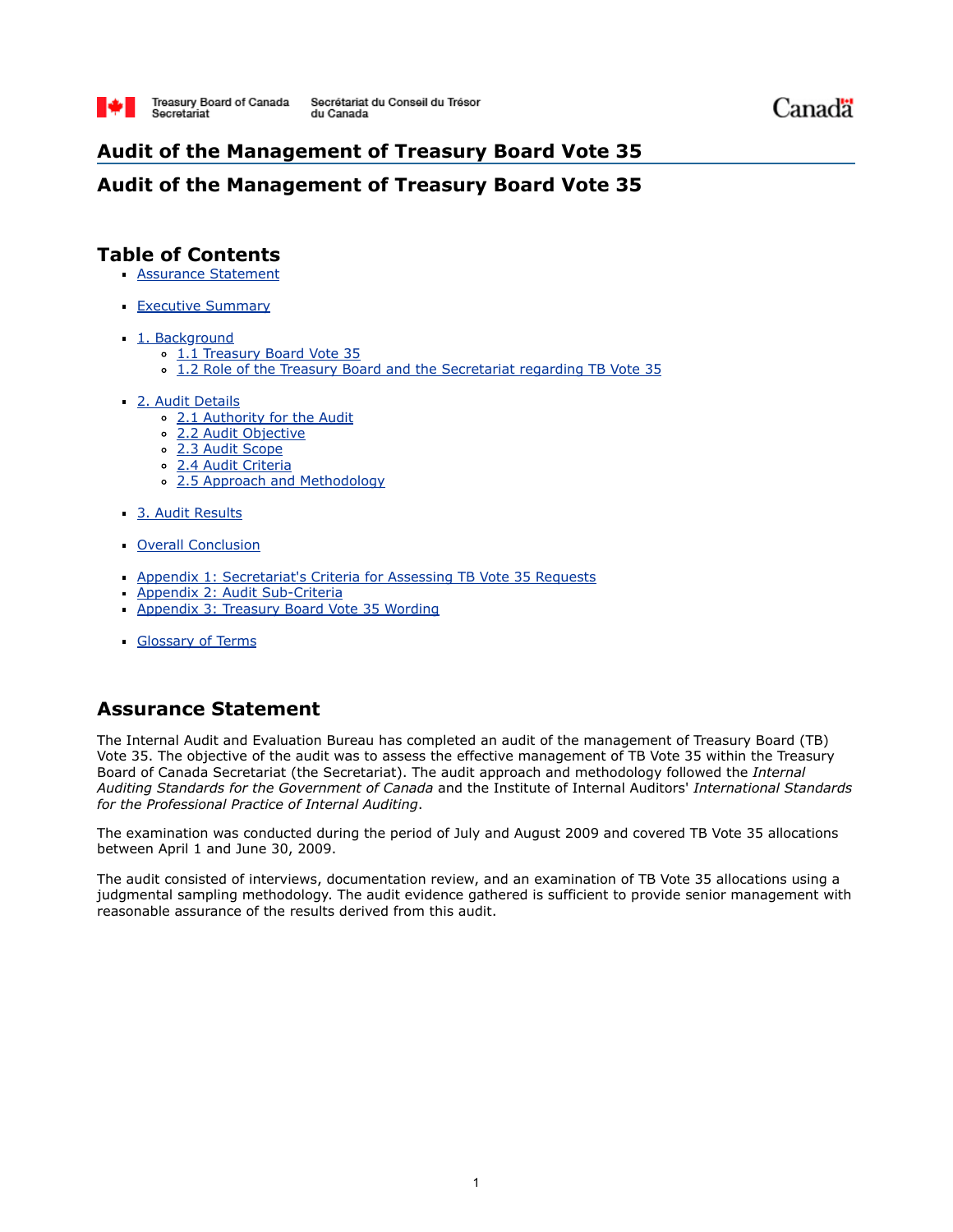# Audit of the Management of Treasury Board Vote 35

## Audit of the Management of Treasury Board Vote 35

## Table of Contents

- Assurance Statement
- Executive Summary
- 1. Background
  - 1.1 Treasury Board Vote 35
  - 1.2 Role of the Treasury Board and the Secretariat regarding TB Vote 35
- 2. Audit Details
  - 2.1 Authority for the Audit
  - 2.2 Audit Objective
  - 2.3 Audit Scope
  - 2.4 Audit Criteria
  - 2.5 Approach and Methodology
- 3. Audit Results
- Overall Conclusion
- Appendix 1: Secretariat's Criteria for Assessing TB Vote 35 Requests
- Appendix 2: Audit Sub-Criteria
- Appendix 3: Treasury Board Vote 35 Wording
- Glossary of Terms

## Assurance Statement

The Internal Audit and Evaluation Bureau has completed an audit of the management of Treasury Board (TB) Vote 35. The objective of the audit was to assess the effective management of TB Vote 35 within the Treasury Board of Canada Secretariat (the Secretariat). The audit approach and methodology followed the *Internal Auditing Standards for the Government of Canada* and the Institute of Internal Auditors' *International Standards for the Professional Practice of Internal Auditing*.

The examination was conducted during the period of July and August 2009 and covered TB Vote 35 allocations between April 1 and June 30, 2009.

The audit consisted of interviews, documentation review, and an examination of TB Vote 35 allocations using a judgmental sampling methodology. The audit evidence gathered is sufficient to provide senior management with reasonable assurance of the results derived from this audit.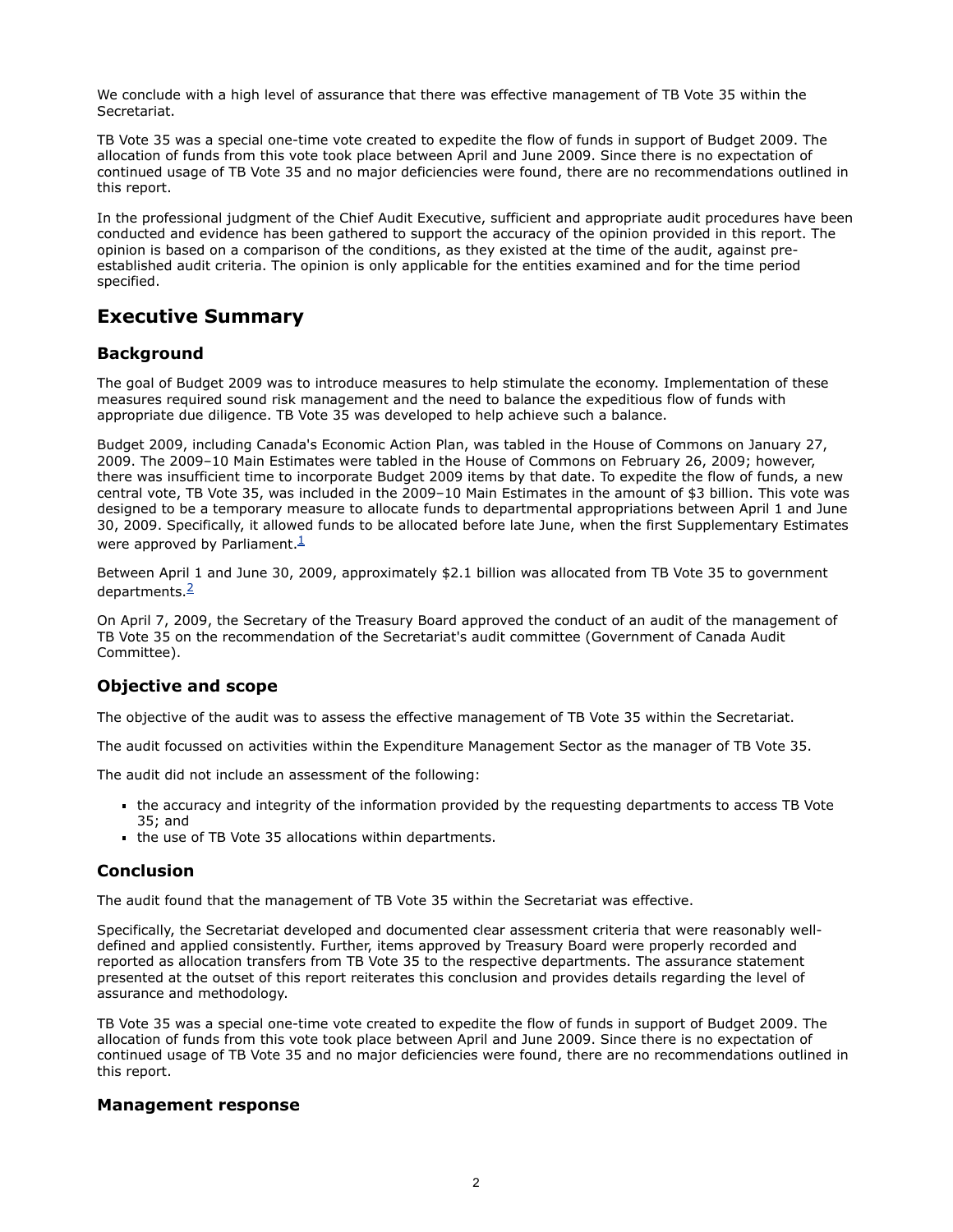We conclude with a high level of assurance that there was effective management of TB Vote 35 within the Secretariat.

TB Vote 35 was a special one-time vote created to expedite the flow of funds in support of Budget 2009. The allocation of funds from this vote took place between April and June 2009. Since there is no expectation of continued usage of TB Vote 35 and no major deficiencies were found, there are no recommendations outlined in this report.

In the professional judgment of the Chief Audit Executive, sufficient and appropriate audit procedures have been conducted and evidence has been gathered to support the accuracy of the opinion provided in this report. The opinion is based on a comparison of the conditions, as they existed at the time of the audit, against pre-established audit criteria. The opinion is only applicable for the entities examined and for the time period specified.

## Executive Summary

### Background

The goal of Budget 2009 was to introduce measures to help stimulate the economy. Implementation of these measures required sound risk management and the need to balance the expeditious flow of funds with appropriate due diligence. TB Vote 35 was developed to help achieve such a balance.

Budget 2009, including Canada's Economic Action Plan, was tabled in the House of Commons on January 27, 2009. The 2009–10 Main Estimates were tabled in the House of Commons on February 26, 2009; however, there was insufficient time to incorporate Budget 2009 items by that date. To expedite the flow of funds, a new central vote, TB Vote 35, was included in the 2009–10 Main Estimates in the amount of $3 billion. This vote was designed to be a temporary measure to allocate funds to departmental appropriations between April 1 and June 30, 2009. Specifically, it allowed funds to be allocated before late June, when the first Supplementary Estimates were approved by Parliament.[1]

Between April 1 and June 30, 2009, approximately $2.1 billion was allocated from TB Vote 35 to government departments.[2]

On April 7, 2009, the Secretary of the Treasury Board approved the conduct of an audit of the management of TB Vote 35 on the recommendation of the Secretariat's audit committee (Government of Canada Audit Committee).

### Objective and scope

The objective of the audit was to assess the effective management of TB Vote 35 within the Secretariat.

The audit focussed on activities within the Expenditure Management Sector as the manager of TB Vote 35.

The audit did not include an assessment of the following:

- the accuracy and integrity of the information provided by the requesting departments to access TB Vote 35; and
- the use of TB Vote 35 allocations within departments.

### Conclusion

The audit found that the management of TB Vote 35 within the Secretariat was effective.

Specifically, the Secretariat developed and documented clear assessment criteria that were reasonably well-defined and applied consistently. Further, items approved by Treasury Board were properly recorded and reported as allocation transfers from TB Vote 35 to the respective departments. The assurance statement presented at the outset of this report reiterates this conclusion and provides details regarding the level of assurance and methodology.

TB Vote 35 was a special one-time vote created to expedite the flow of funds in support of Budget 2009. The allocation of funds from this vote took place between April and June 2009. Since there is no expectation of continued usage of TB Vote 35 and no major deficiencies were found, there are no recommendations outlined in this report.

### Management response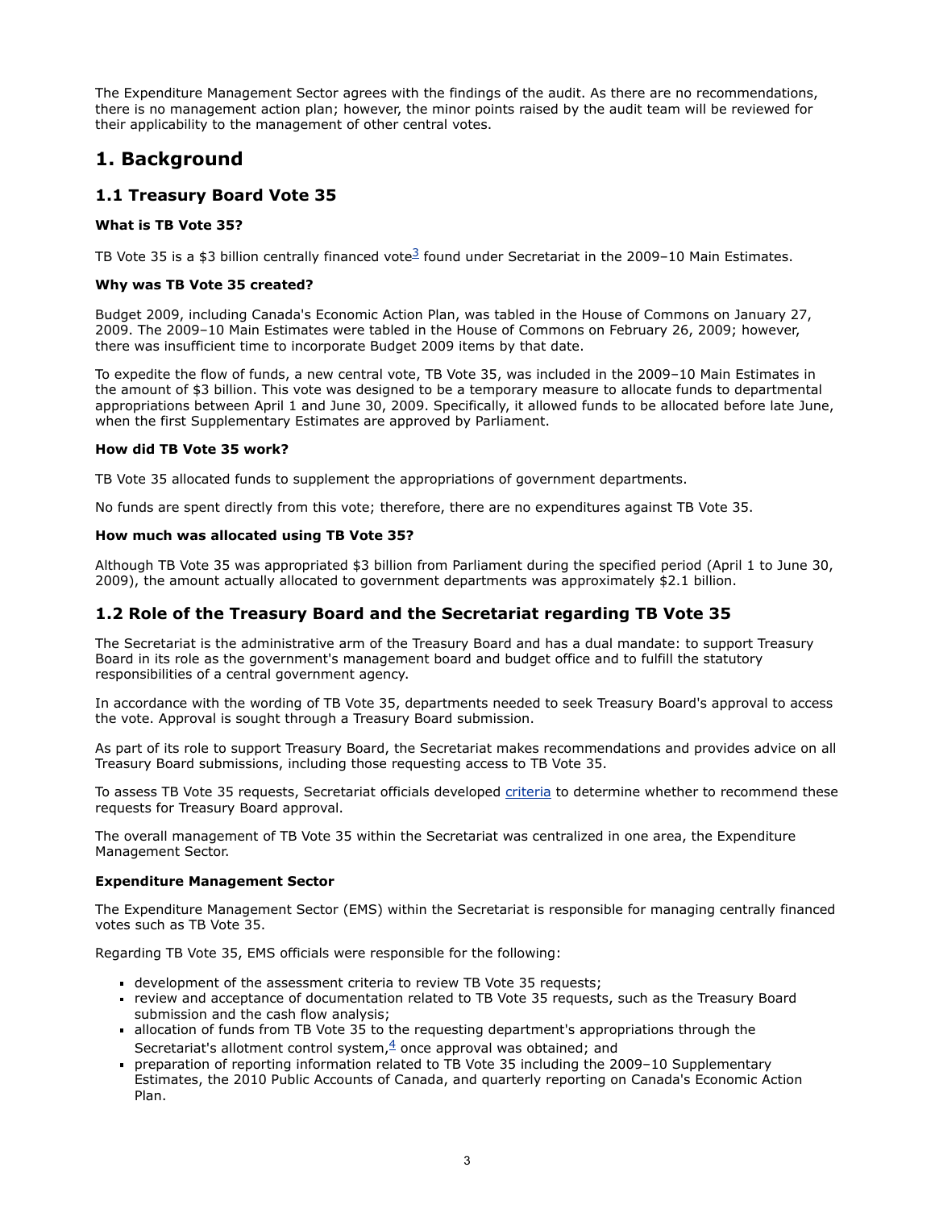The Expenditure Management Sector agrees with the findings of the audit. As there are no recommendations, there is no management action plan; however, the minor points raised by the audit team will be reviewed for their applicability to the management of other central votes.

# 1. Background

## 1.1 Treasury Board Vote 35

**What is TB Vote 35?**

TB Vote 35 is a $3 billion centrally financed vote[3] found under Secretariat in the 2009–10 Main Estimates.

**Why was TB Vote 35 created?**

Budget 2009, including Canada's Economic Action Plan, was tabled in the House of Commons on January 27, 2009. The 2009–10 Main Estimates were tabled in the House of Commons on February 26, 2009; however, there was insufficient time to incorporate Budget 2009 items by that date.

To expedite the flow of funds, a new central vote, TB Vote 35, was included in the 2009–10 Main Estimates in the amount of $3 billion. This vote was designed to be a temporary measure to allocate funds to departmental appropriations between April 1 and June 30, 2009. Specifically, it allowed funds to be allocated before late June, when the first Supplementary Estimates are approved by Parliament.

**How did TB Vote 35 work?**

TB Vote 35 allocated funds to supplement the appropriations of government departments.

No funds are spent directly from this vote; therefore, there are no expenditures against TB Vote 35.

**How much was allocated using TB Vote 35?**

Although TB Vote 35 was appropriated $3 billion from Parliament during the specified period (April 1 to June 30, 2009), the amount actually allocated to government departments was approximately $2.1 billion.

## 1.2 Role of the Treasury Board and the Secretariat regarding TB Vote 35

The Secretariat is the administrative arm of the Treasury Board and has a dual mandate: to support Treasury Board in its role as the government's management board and budget office and to fulfill the statutory responsibilities of a central government agency.

In accordance with the wording of TB Vote 35, departments needed to seek Treasury Board's approval to access the vote. Approval is sought through a Treasury Board submission.

As part of its role to support Treasury Board, the Secretariat makes recommendations and provides advice on all Treasury Board submissions, including those requesting access to TB Vote 35.

To assess TB Vote 35 requests, Secretariat officials developed criteria to determine whether to recommend these requests for Treasury Board approval.

The overall management of TB Vote 35 within the Secretariat was centralized in one area, the Expenditure Management Sector.

**Expenditure Management Sector**

The Expenditure Management Sector (EMS) within the Secretariat is responsible for managing centrally financed votes such as TB Vote 35.

Regarding TB Vote 35, EMS officials were responsible for the following:

- development of the assessment criteria to review TB Vote 35 requests;
- review and acceptance of documentation related to TB Vote 35 requests, such as the Treasury Board submission and the cash flow analysis;
- allocation of funds from TB Vote 35 to the requesting department's appropriations through the Secretariat's allotment control system,[4] once approval was obtained; and
- preparation of reporting information related to TB Vote 35 including the 2009–10 Supplementary Estimates, the 2010 Public Accounts of Canada, and quarterly reporting on Canada's Economic Action Plan.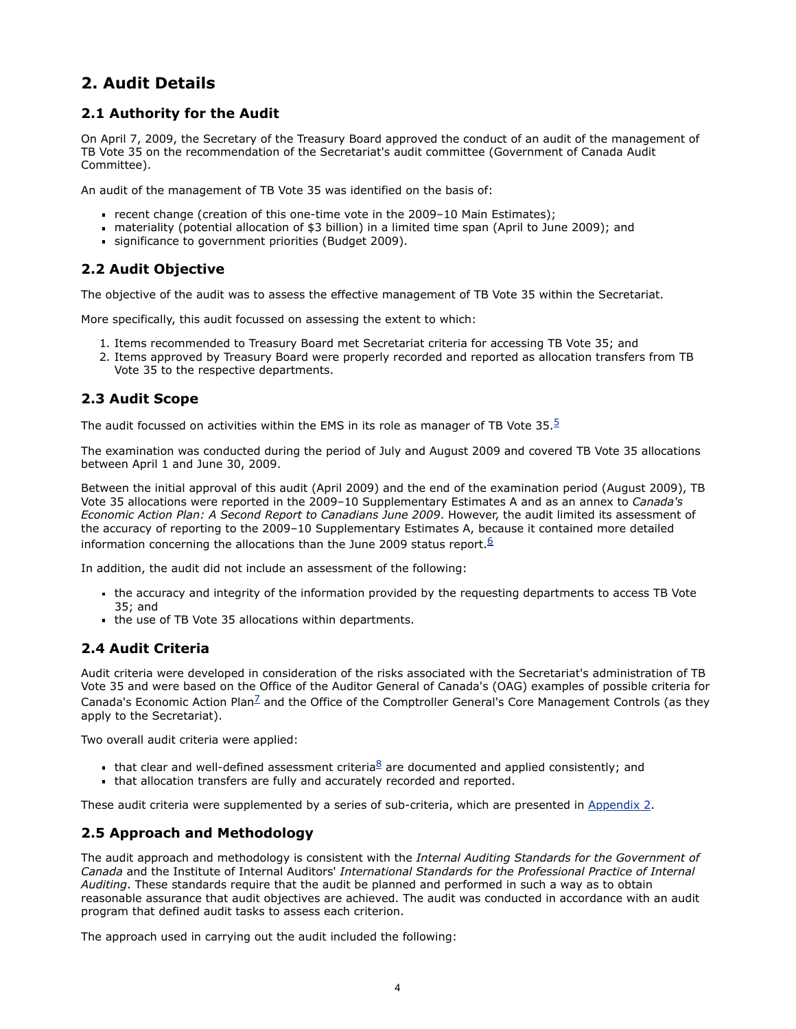## 2. Audit Details

### 2.1 Authority for the Audit

On April 7, 2009, the Secretary of the Treasury Board approved the conduct of an audit of the management of TB Vote 35 on the recommendation of the Secretariat's audit committee (Government of Canada Audit Committee).

An audit of the management of TB Vote 35 was identified on the basis of:

- recent change (creation of this one-time vote in the 2009–10 Main Estimates);
- materiality (potential allocation of $3 billion) in a limited time span (April to June 2009); and
- significance to government priorities (Budget 2009).

### 2.2 Audit Objective

The objective of the audit was to assess the effective management of TB Vote 35 within the Secretariat.

More specifically, this audit focussed on assessing the extent to which:

1. Items recommended to Treasury Board met Secretariat criteria for accessing TB Vote 35; and
2. Items approved by Treasury Board were properly recorded and reported as allocation transfers from TB Vote 35 to the respective departments.

### 2.3 Audit Scope

The audit focussed on activities within the EMS in its role as manager of TB Vote 35.[5]

The examination was conducted during the period of July and August 2009 and covered TB Vote 35 allocations between April 1 and June 30, 2009.

Between the initial approval of this audit (April 2009) and the end of the examination period (August 2009), TB Vote 35 allocations were reported in the 2009–10 Supplementary Estimates A and as an annex to *Canada's Economic Action Plan: A Second Report to Canadians June 2009*. However, the audit limited its assessment of the accuracy of reporting to the 2009–10 Supplementary Estimates A, because it contained more detailed information concerning the allocations than the June 2009 status report.[6]

In addition, the audit did not include an assessment of the following:

- the accuracy and integrity of the information provided by the requesting departments to access TB Vote 35; and
- the use of TB Vote 35 allocations within departments.

### 2.4 Audit Criteria

Audit criteria were developed in consideration of the risks associated with the Secretariat's administration of TB Vote 35 and were based on the Office of the Auditor General of Canada's (OAG) examples of possible criteria for Canada's Economic Action Plan[7] and the Office of the Comptroller General's Core Management Controls (as they apply to the Secretariat).

Two overall audit criteria were applied:

- that clear and well-defined assessment criteria[8] are documented and applied consistently; and
- that allocation transfers are fully and accurately recorded and reported.

These audit criteria were supplemented by a series of sub-criteria, which are presented in Appendix 2.

### 2.5 Approach and Methodology

The audit approach and methodology is consistent with the *Internal Auditing Standards for the Government of Canada* and the Institute of Internal Auditors' *International Standards for the Professional Practice of Internal Auditing*. These standards require that the audit be planned and performed in such a way as to obtain reasonable assurance that audit objectives are achieved. The audit was conducted in accordance with an audit program that defined audit tasks to assess each criterion.

The approach used in carrying out the audit included the following: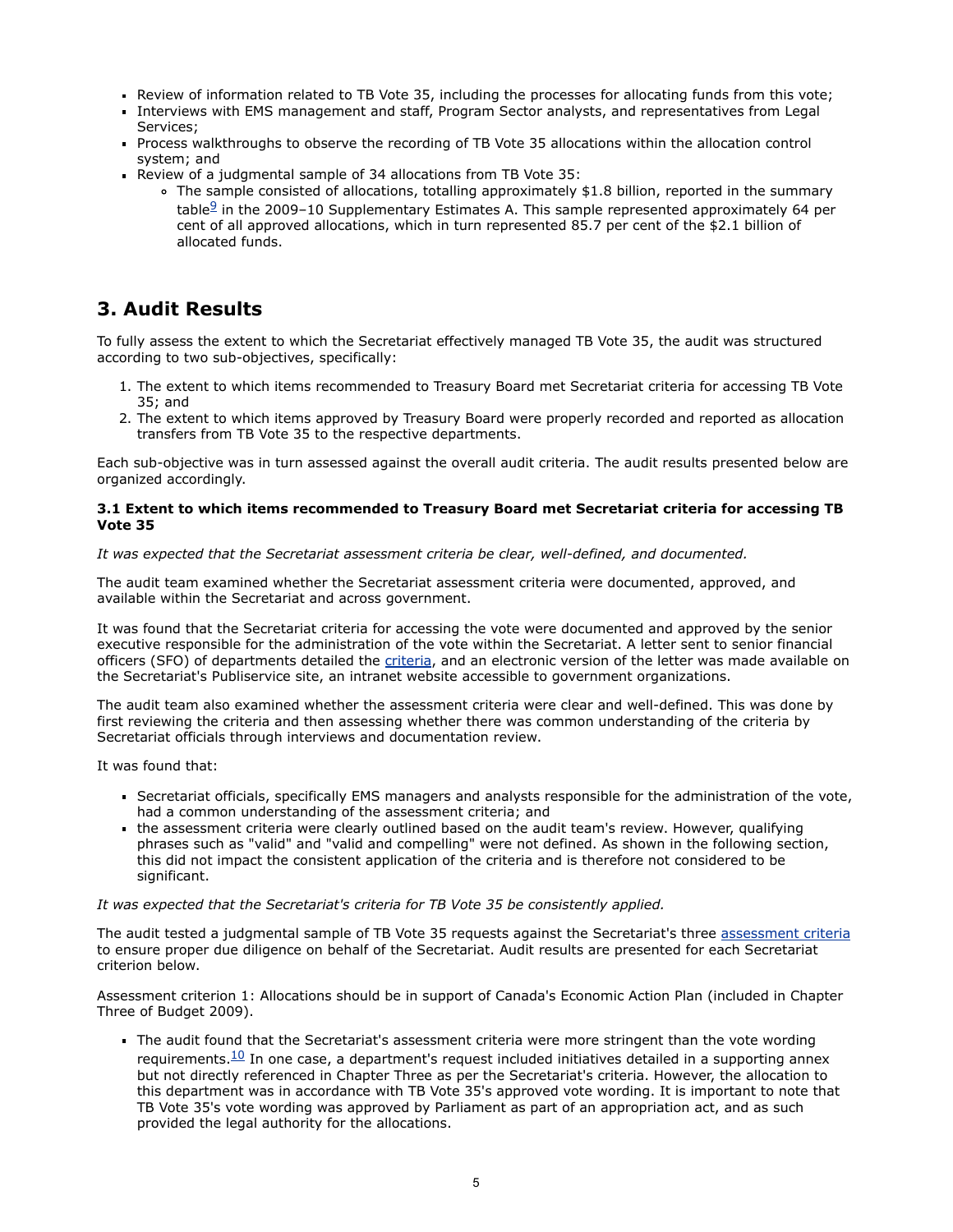- Review of information related to TB Vote 35, including the processes for allocating funds from this vote;
- Interviews with EMS management and staff, Program Sector analysts, and representatives from Legal Services;
- Process walkthroughs to observe the recording of TB Vote 35 allocations within the allocation control system; and
- Review of a judgmental sample of 34 allocations from TB Vote 35:
  - The sample consisted of allocations, totalling approximately $1.8 billion, reported in the summary table[9] in the 2009–10 Supplementary Estimates A. This sample represented approximately 64 per cent of all approved allocations, which in turn represented 85.7 per cent of the $2.1 billion of allocated funds.

## 3. Audit Results

To fully assess the extent to which the Secretariat effectively managed TB Vote 35, the audit was structured according to two sub-objectives, specifically:

1. The extent to which items recommended to Treasury Board met Secretariat criteria for accessing TB Vote 35; and
2. The extent to which items approved by Treasury Board were properly recorded and reported as allocation transfers from TB Vote 35 to the respective departments.

Each sub-objective was in turn assessed against the overall audit criteria. The audit results presented below are organized accordingly.

### 3.1 Extent to which items recommended to Treasury Board met Secretariat criteria for accessing TB Vote 35

*It was expected that the Secretariat assessment criteria be clear, well-defined, and documented.*

The audit team examined whether the Secretariat assessment criteria were documented, approved, and available within the Secretariat and across government.

It was found that the Secretariat criteria for accessing the vote were documented and approved by the senior executive responsible for the administration of the vote within the Secretariat. A letter sent to senior financial officers (SFO) of departments detailed the criteria, and an electronic version of the letter was made available on the Secretariat's Publiservice site, an intranet website accessible to government organizations.

The audit team also examined whether the assessment criteria were clear and well-defined. This was done by first reviewing the criteria and then assessing whether there was common understanding of the criteria by Secretariat officials through interviews and documentation review.

It was found that:

- Secretariat officials, specifically EMS managers and analysts responsible for the administration of the vote, had a common understanding of the assessment criteria; and
- the assessment criteria were clearly outlined based on the audit team's review. However, qualifying phrases such as "valid" and "valid and compelling" were not defined. As shown in the following section, this did not impact the consistent application of the criteria and is therefore not considered to be significant.

*It was expected that the Secretariat's criteria for TB Vote 35 be consistently applied.*

The audit tested a judgmental sample of TB Vote 35 requests against the Secretariat's three assessment criteria to ensure proper due diligence on behalf of the Secretariat. Audit results are presented for each Secretariat criterion below.

Assessment criterion 1: Allocations should be in support of Canada's Economic Action Plan (included in Chapter Three of Budget 2009).

- The audit found that the Secretariat's assessment criteria were more stringent than the vote wording requirements.[10] In one case, a department's request included initiatives detailed in a supporting annex but not directly referenced in Chapter Three as per the Secretariat's criteria. However, the allocation to this department was in accordance with TB Vote 35's approved vote wording. It is important to note that TB Vote 35's vote wording was approved by Parliament as part of an appropriation act, and as such provided the legal authority for the allocations.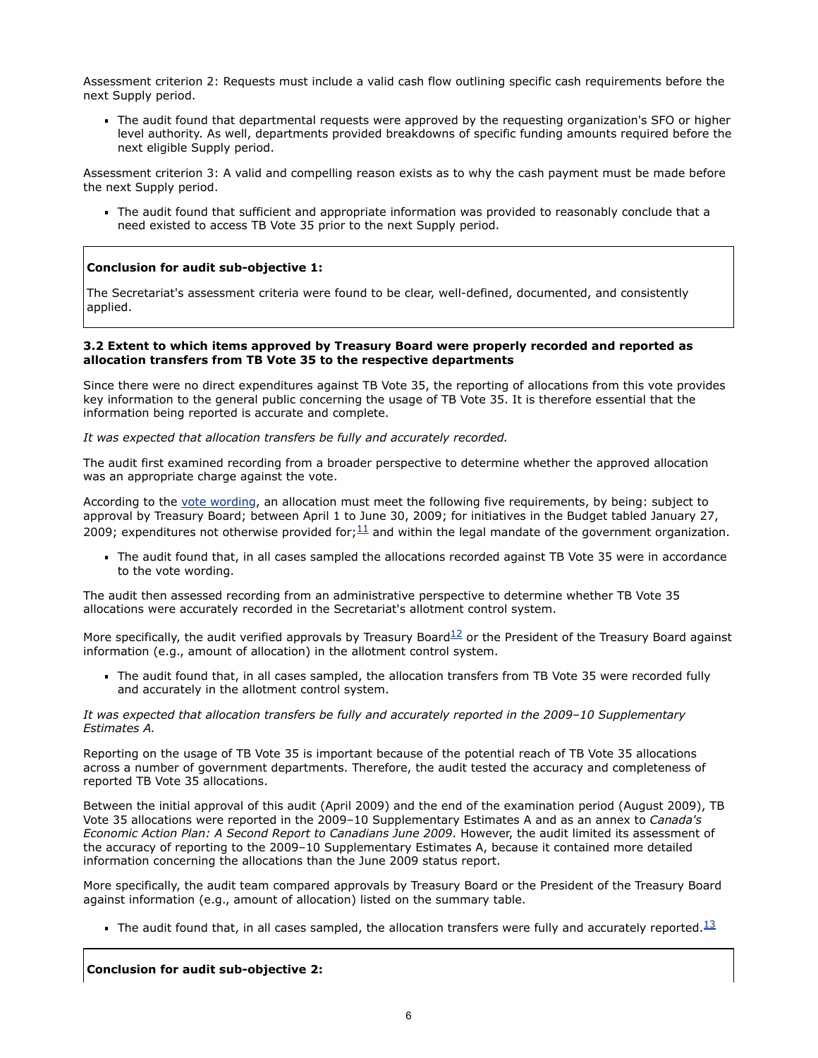Assessment criterion 2: Requests must include a valid cash flow outlining specific cash requirements before the next Supply period.

- The audit found that departmental requests were approved by the requesting organization's SFO or higher level authority. As well, departments provided breakdowns of specific funding amounts required before the next eligible Supply period.

Assessment criterion 3: A valid and compelling reason exists as to why the cash payment must be made before the next Supply period.

- The audit found that sufficient and appropriate information was provided to reasonably conclude that a need existed to access TB Vote 35 prior to the next Supply period.

**Conclusion for audit sub-objective 1:**

The Secretariat's assessment criteria were found to be clear, well-defined, documented, and consistently applied.

### 3.2 Extent to which items approved by Treasury Board were properly recorded and reported as allocation transfers from TB Vote 35 to the respective departments

Since there were no direct expenditures against TB Vote 35, the reporting of allocations from this vote provides key information to the general public concerning the usage of TB Vote 35. It is therefore essential that the information being reported is accurate and complete.

*It was expected that allocation transfers be fully and accurately recorded.*

The audit first examined recording from a broader perspective to determine whether the approved allocation was an appropriate charge against the vote.

According to the vote wording, an allocation must meet the following five requirements, by being: subject to approval by Treasury Board; between April 1 to June 30, 2009; for initiatives in the Budget tabled January 27, 2009; expenditures not otherwise provided for;[11] and within the legal mandate of the government organization.

- The audit found that, in all cases sampled the allocations recorded against TB Vote 35 were in accordance to the vote wording.

The audit then assessed recording from an administrative perspective to determine whether TB Vote 35 allocations were accurately recorded in the Secretariat's allotment control system.

More specifically, the audit verified approvals by Treasury Board[12] or the President of the Treasury Board against information (e.g., amount of allocation) in the allotment control system.

- The audit found that, in all cases sampled, the allocation transfers from TB Vote 35 were recorded fully and accurately in the allotment control system.

*It was expected that allocation transfers be fully and accurately reported in the 2009–10 Supplementary Estimates A.*

Reporting on the usage of TB Vote 35 is important because of the potential reach of TB Vote 35 allocations across a number of government departments. Therefore, the audit tested the accuracy and completeness of reported TB Vote 35 allocations.

Between the initial approval of this audit (April 2009) and the end of the examination period (August 2009), TB Vote 35 allocations were reported in the 2009–10 Supplementary Estimates A and as an annex to *Canada's Economic Action Plan: A Second Report to Canadians June 2009*. However, the audit limited its assessment of the accuracy of reporting to the 2009–10 Supplementary Estimates A, because it contained more detailed information concerning the allocations than the June 2009 status report.

More specifically, the audit team compared approvals by Treasury Board or the President of the Treasury Board against information (e.g., amount of allocation) listed on the summary table.

- The audit found that, in all cases sampled, the allocation transfers were fully and accurately reported.[13]

**Conclusion for audit sub-objective 2:**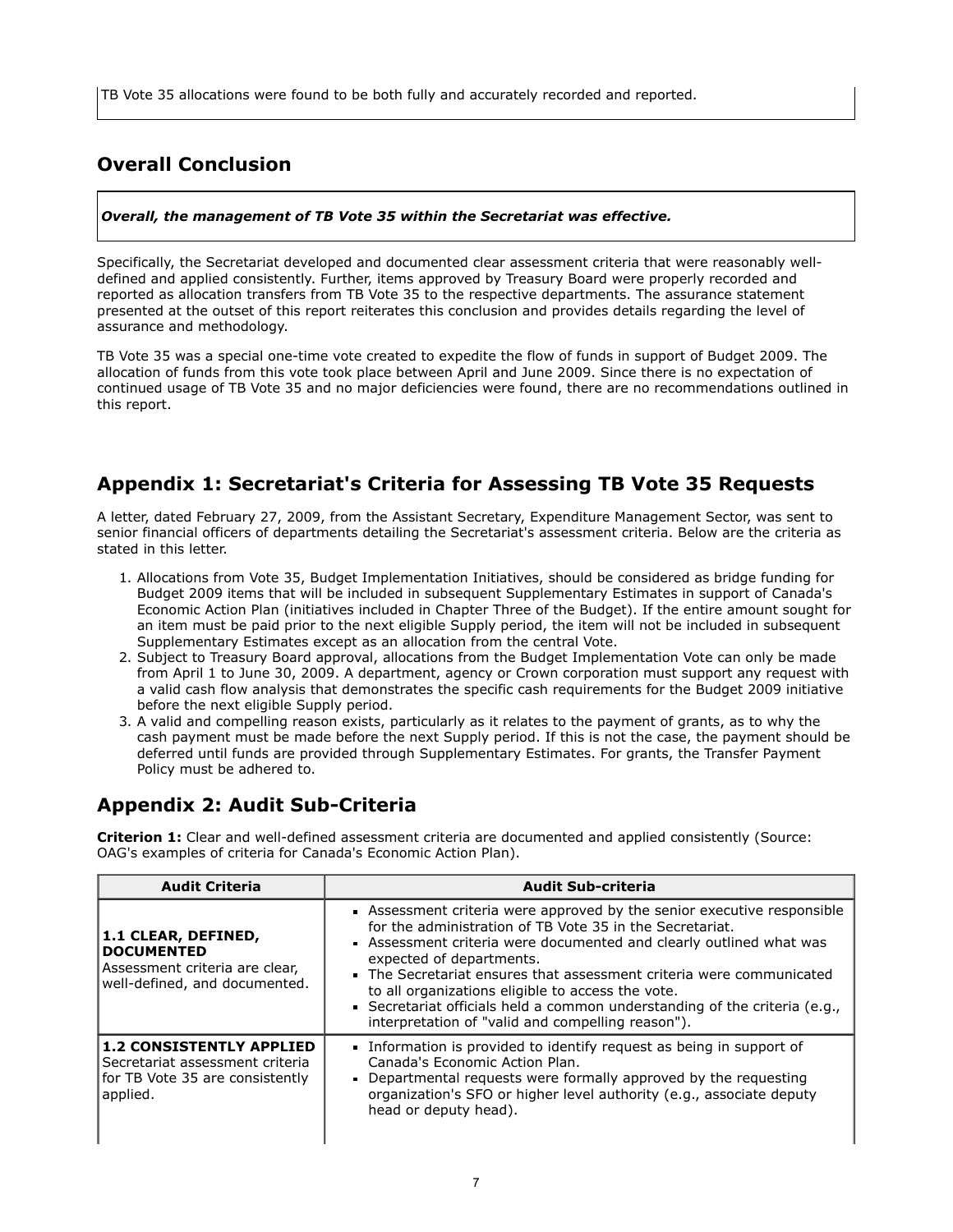TB Vote 35 allocations were found to be both fully and accurately recorded and reported.

## Overall Conclusion

***Overall, the management of TB Vote 35 within the Secretariat was effective.***

Specifically, the Secretariat developed and documented clear assessment criteria that were reasonably well-defined and applied consistently. Further, items approved by Treasury Board were properly recorded and reported as allocation transfers from TB Vote 35 to the respective departments. The assurance statement presented at the outset of this report reiterates this conclusion and provides details regarding the level of assurance and methodology.

TB Vote 35 was a special one-time vote created to expedite the flow of funds in support of Budget 2009. The allocation of funds from this vote took place between April and June 2009. Since there is no expectation of continued usage of TB Vote 35 and no major deficiencies were found, there are no recommendations outlined in this report.

## Appendix 1: Secretariat's Criteria for Assessing TB Vote 35 Requests

A letter, dated February 27, 2009, from the Assistant Secretary, Expenditure Management Sector, was sent to senior financial officers of departments detailing the Secretariat's assessment criteria. Below are the criteria as stated in this letter.

1. Allocations from Vote 35, Budget Implementation Initiatives, should be considered as bridge funding for Budget 2009 items that will be included in subsequent Supplementary Estimates in support of Canada's Economic Action Plan (initiatives included in Chapter Three of the Budget). If the entire amount sought for an item must be paid prior to the next eligible Supply period, the item will not be included in subsequent Supplementary Estimates except as an allocation from the central Vote.
2. Subject to Treasury Board approval, allocations from the Budget Implementation Vote can only be made from April 1 to June 30, 2009. A department, agency or Crown corporation must support any request with a valid cash flow analysis that demonstrates the specific cash requirements for the Budget 2009 initiative before the next eligible Supply period.
3. A valid and compelling reason exists, particularly as it relates to the payment of grants, as to why the cash payment must be made before the next Supply period. If this is not the case, the payment should be deferred until funds are provided through Supplementary Estimates. For grants, the Transfer Payment Policy must be adhered to.

## Appendix 2: Audit Sub-Criteria

**Criterion 1:** Clear and well-defined assessment criteria are documented and applied consistently (Source: OAG's examples of criteria for Canada's Economic Action Plan).

| Audit Criteria | Audit Sub-criteria |
|---|---|
| **1.1 CLEAR, DEFINED, DOCUMENTED** Assessment criteria are clear, well-defined, and documented. | • Assessment criteria were approved by the senior executive responsible for the administration of TB Vote 35 in the Secretariat. • Assessment criteria were documented and clearly outlined what was expected of departments. • The Secretariat ensures that assessment criteria were communicated to all organizations eligible to access the vote. • Secretariat officials held a common understanding of the criteria (e.g., interpretation of "valid and compelling reason"). |
| **1.2 CONSISTENTLY APPLIED** Secretariat assessment criteria for TB Vote 35 are consistently applied. | • Information is provided to identify request as being in support of Canada's Economic Action Plan. • Departmental requests were formally approved by the requesting organization's SFO or higher level authority (e.g., associate deputy head or deputy head). |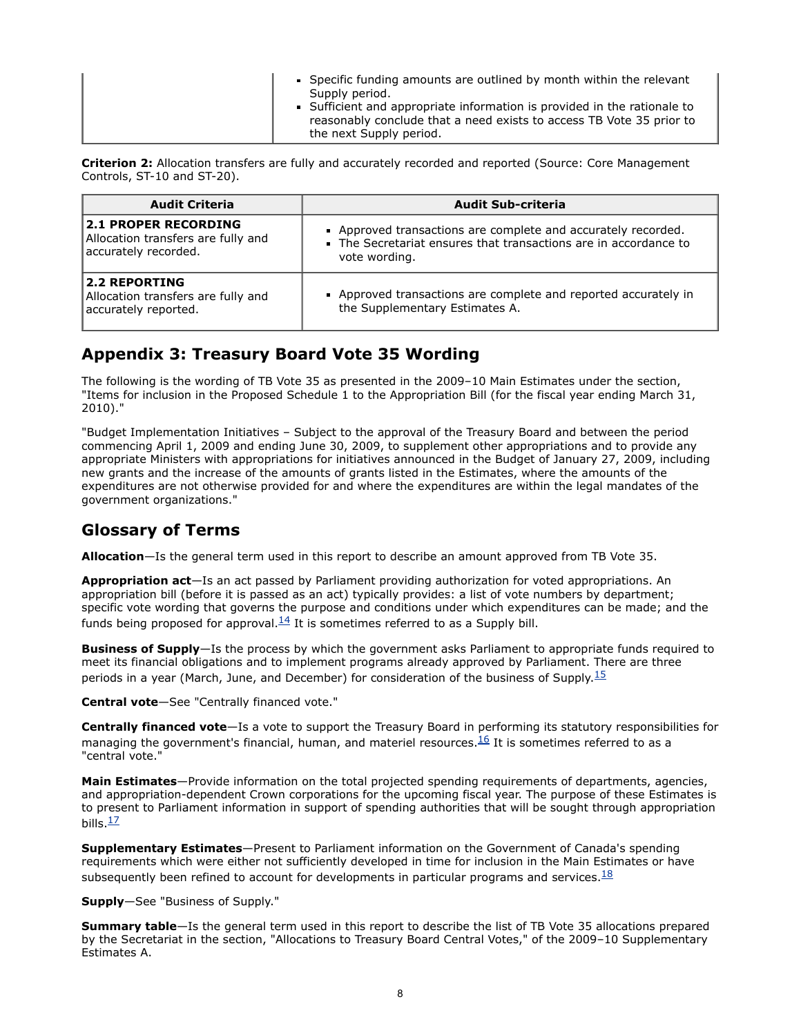| | |
|---|---|
| | - Specific funding amounts are outlined by month within the relevant Supply period.<br>- Sufficient and appropriate information is provided in the rationale to reasonably conclude that a need exists to access TB Vote 35 prior to the next Supply period. |

**Criterion 2:** Allocation transfers are fully and accurately recorded and reported (Source: Core Management Controls, ST-10 and ST-20).

| Audit Criteria | Audit Sub-criteria |
|---|---|
| **2.1 PROPER RECORDING** Allocation transfers are fully and accurately recorded. | - Approved transactions are complete and accurately recorded.<br>- The Secretariat ensures that transactions are in accordance to vote wording. |
| **2.2 REPORTING** Allocation transfers are fully and accurately reported. | - Approved transactions are complete and reported accurately in the Supplementary Estimates A. |

## Appendix 3: Treasury Board Vote 35 Wording

The following is the wording of TB Vote 35 as presented in the 2009–10 Main Estimates under the section, "Items for inclusion in the Proposed Schedule 1 to the Appropriation Bill (for the fiscal year ending March 31, 2010)."

"Budget Implementation Initiatives – Subject to the approval of the Treasury Board and between the period commencing April 1, 2009 and ending June 30, 2009, to supplement other appropriations and to provide any appropriate Ministers with appropriations for initiatives announced in the Budget of January 27, 2009, including new grants and the increase of the amounts of grants listed in the Estimates, where the amounts of the expenditures are not otherwise provided for and where the expenditures are within the legal mandates of the government organizations."

## Glossary of Terms

**Allocation**—Is the general term used in this report to describe an amount approved from TB Vote 35.

**Appropriation act**—Is an act passed by Parliament providing authorization for voted appropriations. An appropriation bill (before it is passed as an act) typically provides: a list of vote numbers by department; specific vote wording that governs the purpose and conditions under which expenditures can be made; and the funds being proposed for approval.[14] It is sometimes referred to as a Supply bill.

**Business of Supply**—Is the process by which the government asks Parliament to appropriate funds required to meet its financial obligations and to implement programs already approved by Parliament. There are three periods in a year (March, June, and December) for consideration of the business of Supply.[15]

**Central vote**—See "Centrally financed vote."

**Centrally financed vote**—Is a vote to support the Treasury Board in performing its statutory responsibilities for managing the government's financial, human, and materiel resources.[16] It is sometimes referred to as a "central vote."

**Main Estimates**—Provide information on the total projected spending requirements of departments, agencies, and appropriation-dependent Crown corporations for the upcoming fiscal year. The purpose of these Estimates is to present to Parliament information in support of spending authorities that will be sought through appropriation bills.[17]

**Supplementary Estimates**—Present to Parliament information on the Government of Canada's spending requirements which were either not sufficiently developed in time for inclusion in the Main Estimates or have subsequently been refined to account for developments in particular programs and services.[18]

**Supply**—See "Business of Supply."

**Summary table**—Is the general term used in this report to describe the list of TB Vote 35 allocations prepared by the Secretariat in the section, "Allocations to Treasury Board Central Votes," of the 2009–10 Supplementary Estimates A.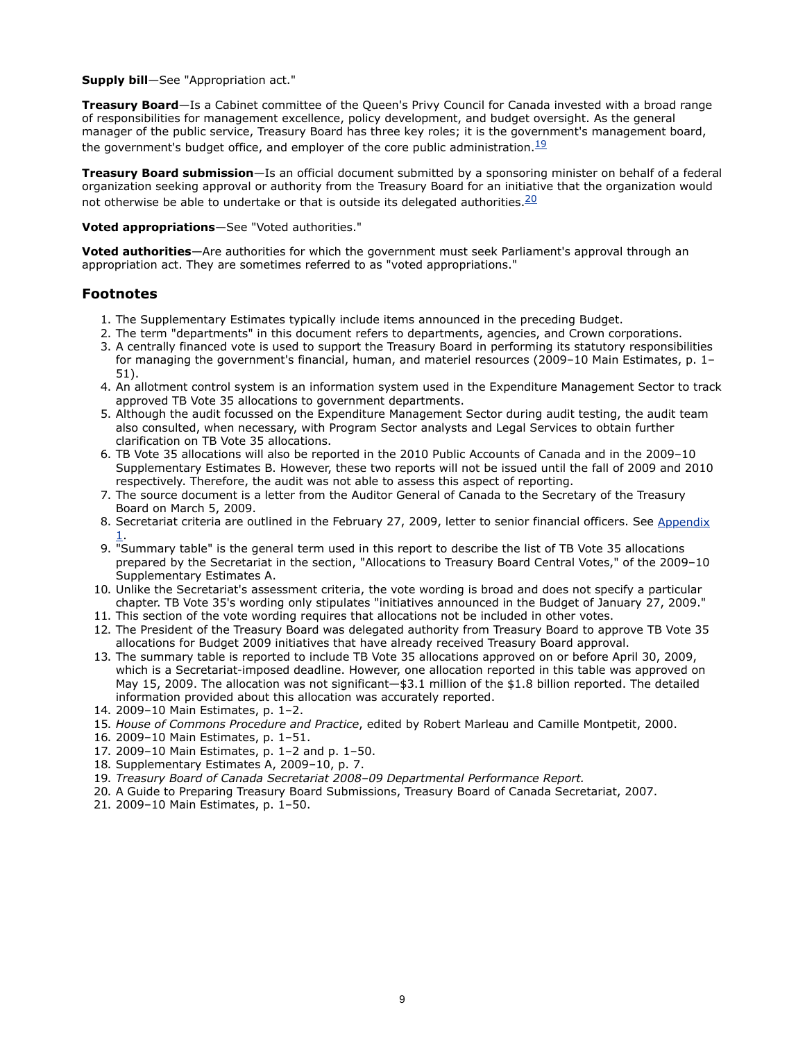**Supply bill**—See "Appropriation act."

**Treasury Board**—Is a Cabinet committee of the Queen's Privy Council for Canada invested with a broad range of responsibilities for management excellence, policy development, and budget oversight. As the general manager of the public service, Treasury Board has three key roles; it is the government's management board, the government's budget office, and employer of the core public administration.[19]

**Treasury Board submission**—Is an official document submitted by a sponsoring minister on behalf of a federal organization seeking approval or authority from the Treasury Board for an initiative that the organization would not otherwise be able to undertake or that is outside its delegated authorities.[20]

**Voted appropriations**—See "Voted authorities."

**Voted authorities**—Are authorities for which the government must seek Parliament's approval through an appropriation act. They are sometimes referred to as "voted appropriations."

## Footnotes

1. The Supplementary Estimates typically include items announced in the preceding Budget.
2. The term "departments" in this document refers to departments, agencies, and Crown corporations.
3. A centrally financed vote is used to support the Treasury Board in performing its statutory responsibilities for managing the government's financial, human, and materiel resources (2009–10 Main Estimates, p. 1–51).
4. An allotment control system is an information system used in the Expenditure Management Sector to track approved TB Vote 35 allocations to government departments.
5. Although the audit focussed on the Expenditure Management Sector during audit testing, the audit team also consulted, when necessary, with Program Sector analysts and Legal Services to obtain further clarification on TB Vote 35 allocations.
6. TB Vote 35 allocations will also be reported in the 2010 Public Accounts of Canada and in the 2009–10 Supplementary Estimates B. However, these two reports will not be issued until the fall of 2009 and 2010 respectively. Therefore, the audit was not able to assess this aspect of reporting.
7. The source document is a letter from the Auditor General of Canada to the Secretary of the Treasury Board on March 5, 2009.
8. Secretariat criteria are outlined in the February 27, 2009, letter to senior financial officers. See Appendix 1.
9. "Summary table" is the general term used in this report to describe the list of TB Vote 35 allocations prepared by the Secretariat in the section, "Allocations to Treasury Board Central Votes," of the 2009–10 Supplementary Estimates A.
10. Unlike the Secretariat's assessment criteria, the vote wording is broad and does not specify a particular chapter. TB Vote 35's wording only stipulates "initiatives announced in the Budget of January 27, 2009."
11. This section of the vote wording requires that allocations not be included in other votes.
12. The President of the Treasury Board was delegated authority from Treasury Board to approve TB Vote 35 allocations for Budget 2009 initiatives that have already received Treasury Board approval.
13. The summary table is reported to include TB Vote 35 allocations approved on or before April 30, 2009, which is a Secretariat-imposed deadline. However, one allocation reported in this table was approved on May 15, 2009. The allocation was not significant—$3.1 million of the $1.8 billion reported. The detailed information provided about this allocation was accurately reported.
14. 2009–10 Main Estimates, p. 1–2.
15. *House of Commons Procedure and Practice*, edited by Robert Marleau and Camille Montpetit, 2000.
16. 2009–10 Main Estimates, p. 1–51.
17. 2009–10 Main Estimates, p. 1–2 and p. 1–50.
18. Supplementary Estimates A, 2009–10, p. 7.
19. *Treasury Board of Canada Secretariat 2008–09 Departmental Performance Report.*
20. A Guide to Preparing Treasury Board Submissions, Treasury Board of Canada Secretariat, 2007.
21. 2009–10 Main Estimates, p. 1–50.